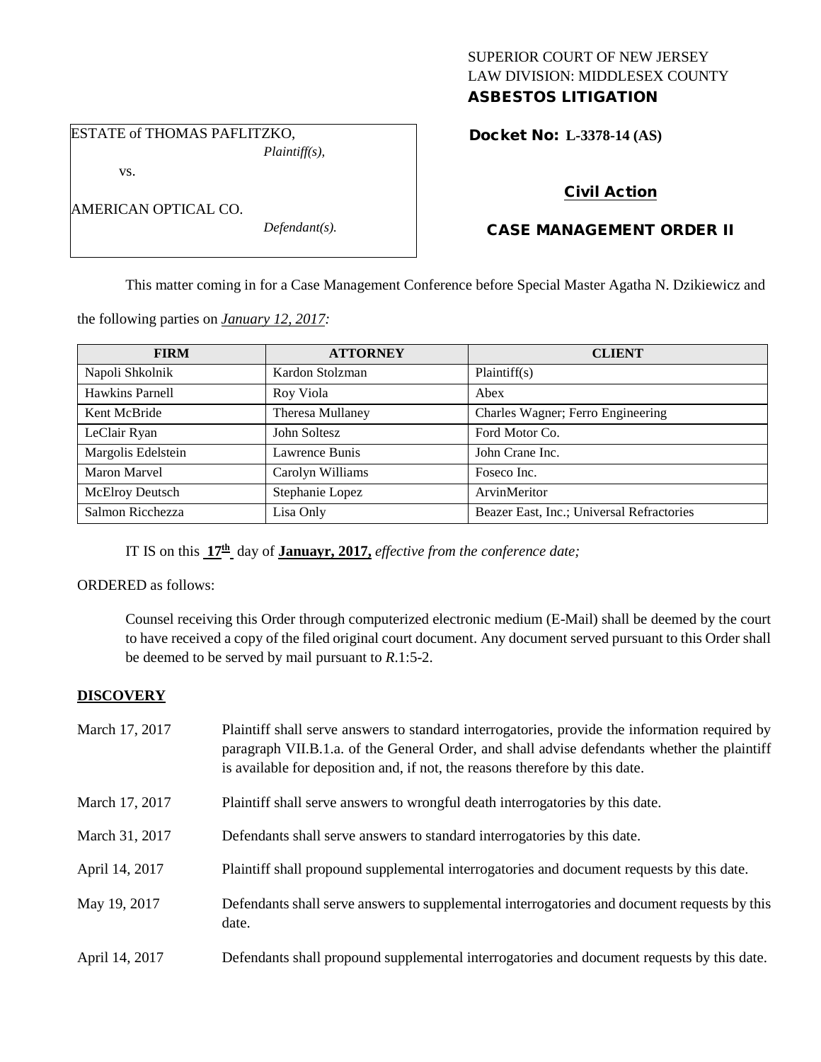SUPERIOR COURT OF NEW JERSEY
LAW DIVISION: MIDDLESEX COUNTY
**ASBESTOS LITIGATION**

ESTATE of THOMAS PAFLITZKO,
*Plaintiff(s),*

vs.

AMERICAN OPTICAL CO.
*Defendant(s).*

**Docket No: L-3378-14 (AS)**

**Civil Action**

**CASE MANAGEMENT ORDER II**

This matter coming in for a Case Management Conference before Special Master Agatha N. Dzikiewicz and the following parties on *January 12, 2017:*

| FIRM | ATTORNEY | CLIENT |
| --- | --- | --- |
| Napoli Shkolnik | Kardon Stolzman | Plaintiff(s) |
| Hawkins Parnell | Roy Viola | Abex |
| Kent McBride | Theresa Mullaney | Charles Wagner; Ferro Engineering |
| LeClair Ryan | John Soltesz | Ford Motor Co. |
| Margolis Edelstein | Lawrence Bunis | John Crane Inc. |
| Maron Marvel | Carolyn Williams | Foseco Inc. |
| McElroy Deutsch | Stephanie Lopez | ArvinMeritor |
| Salmon Ricchezza | Lisa Only | Beazer East, Inc.; Universal Refractories |

IT IS on this **17th** day of **Januayr, 2017,** *effective from the conference date;*

ORDERED as follows:

Counsel receiving this Order through computerized electronic medium (E-Mail) shall be deemed by the court to have received a copy of the filed original court document. Any document served pursuant to this Order shall be deemed to be served by mail pursuant to *R*.1:5-2.

## DISCOVERY

| | |
| --- | --- |
| March 17, 2017 | Plaintiff shall serve answers to standard interrogatories, provide the information required by paragraph VII.B.1.a. of the General Order, and shall advise defendants whether the plaintiff is available for deposition and, if not, the reasons therefore by this date. |
| March 17, 2017 | Plaintiff shall serve answers to wrongful death interrogatories by this date. |
| March 31, 2017 | Defendants shall serve answers to standard interrogatories by this date. |
| April 14, 2017 | Plaintiff shall propound supplemental interrogatories and document requests by this date. |
| May 19, 2017 | Defendants shall serve answers to supplemental interrogatories and document requests by this date. |
| April 14, 2017 | Defendants shall propound supplemental interrogatories and document requests by this date. |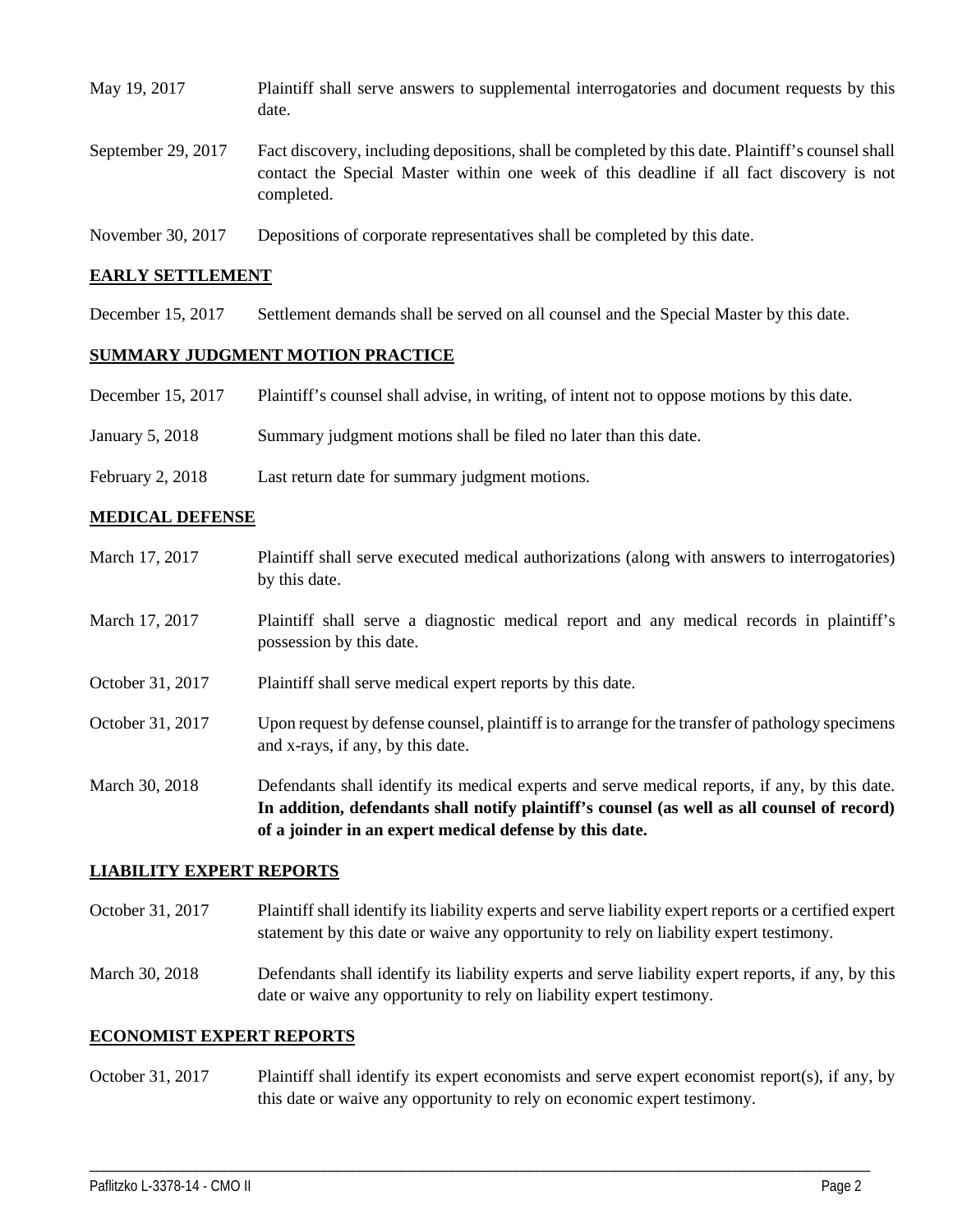| | |
|---|---|
| May 19, 2017 | Plaintiff shall serve answers to supplemental interrogatories and document requests by this date. |
| September 29, 2017 | Fact discovery, including depositions, shall be completed by this date. Plaintiff's counsel shall contact the Special Master within one week of this deadline if all fact discovery is not completed. |
| November 30, 2017 | Depositions of corporate representatives shall be completed by this date. |

## EARLY SETTLEMENT

| | |
|---|---|
| December 15, 2017 | Settlement demands shall be served on all counsel and the Special Master by this date. |

## SUMMARY JUDGMENT MOTION PRACTICE

| | |
|---|---|
| December 15, 2017 | Plaintiff's counsel shall advise, in writing, of intent not to oppose motions by this date. |
| January 5, 2018 | Summary judgment motions shall be filed no later than this date. |
| February 2, 2018 | Last return date for summary judgment motions. |

## MEDICAL DEFENSE

| | |
|---|---|
| March 17, 2017 | Plaintiff shall serve executed medical authorizations (along with answers to interrogatories) by this date. |
| March 17, 2017 | Plaintiff shall serve a diagnostic medical report and any medical records in plaintiff's possession by this date. |
| October 31, 2017 | Plaintiff shall serve medical expert reports by this date. |
| October 31, 2017 | Upon request by defense counsel, plaintiff is to arrange for the transfer of pathology specimens and x-rays, if any, by this date. |
| March 30, 2018 | Defendants shall identify its medical experts and serve medical reports, if any, by this date. **In addition, defendants shall notify plaintiff's counsel (as well as all counsel of record) of a joinder in an expert medical defense by this date.** |

## LIABILITY EXPERT REPORTS

| | |
|---|---|
| October 31, 2017 | Plaintiff shall identify its liability experts and serve liability expert reports or a certified expert statement by this date or waive any opportunity to rely on liability expert testimony. |
| March 30, 2018 | Defendants shall identify its liability experts and serve liability expert reports, if any, by this date or waive any opportunity to rely on liability expert testimony. |

## ECONOMIST EXPERT REPORTS

| | |
|---|---|
| October 31, 2017 | Plaintiff shall identify its expert economists and serve expert economist report(s), if any, by this date or waive any opportunity to rely on economic expert testimony. |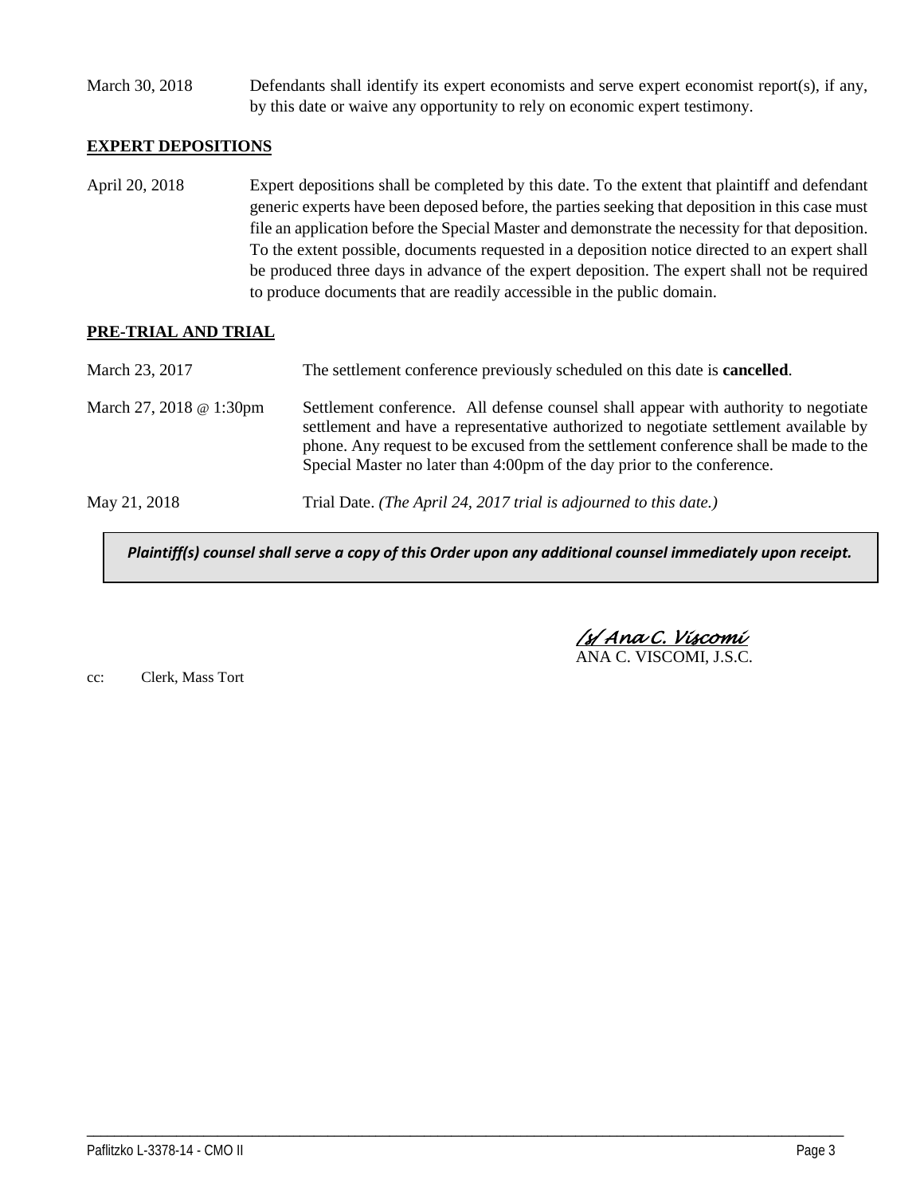| | |
|---|---|
| March 30, 2018 | Defendants shall identify its expert economists and serve expert economist report(s), if any, by this date or waive any opportunity to rely on economic expert testimony. |

**EXPERT DEPOSITIONS**

| | |
|---|---|
| April 20, 2018 | Expert depositions shall be completed by this date. To the extent that plaintiff and defendant generic experts have been deposed before, the parties seeking that deposition in this case must file an application before the Special Master and demonstrate the necessity for that deposition. To the extent possible, documents requested in a deposition notice directed to an expert shall be produced three days in advance of the expert deposition. The expert shall not be required to produce documents that are readily accessible in the public domain. |

**PRE-TRIAL AND TRIAL**

| | |
|---|---|
| March 23, 2017 | The settlement conference previously scheduled on this date is **cancelled**. |
| March 27, 2018 @ 1:30pm | Settlement conference. All defense counsel shall appear with authority to negotiate settlement and have a representative authorized to negotiate settlement available by phone. Any request to be excused from the settlement conference shall be made to the Special Master no later than 4:00pm of the day prior to the conference. |
| May 21, 2018 | Trial Date. *(The April 24, 2017 trial is adjourned to this date.)* |

***Plaintiff(s) counsel shall serve a copy of this Order upon any additional counsel immediately upon receipt.***

*/s/ Ana C. Viscomi*
ANA C. VISCOMI, J.S.C.

cc: Clerk, Mass Tort